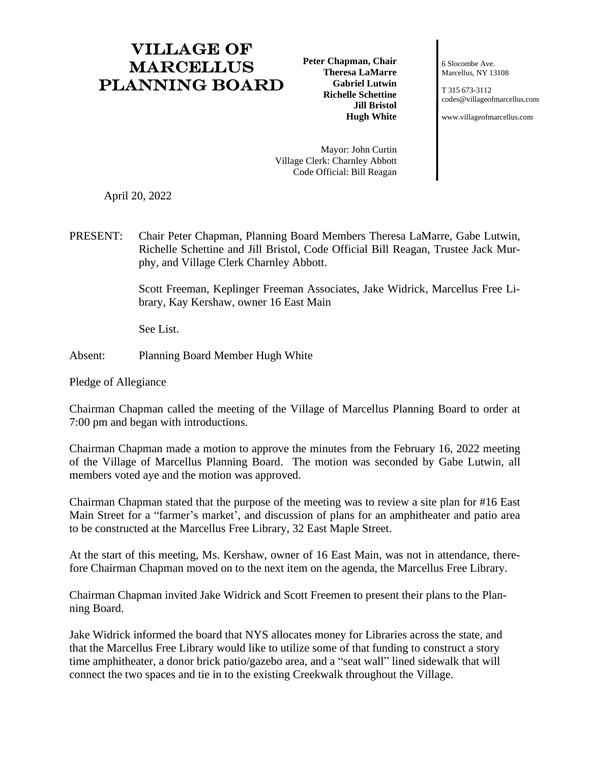# VILLAGE OF MARCELLUS PLANNING BOARD

**Peter Chapman, Chair**
**Theresa LaMarre**
**Gabriel Lutwin**
**Richelle Schettine**
**Jill Bristol**
**Hugh White**

Mayor: John Curtin
Village Clerk: Charnley Abbott
Code Official: Bill Reagan

6 Slocombe Ave.
Marcellus, NY 13108

T 315 673-3112
codes@villageofmarcellus.com

www.villageofmarcellus.com

April 20, 2022

PRESENT: Chair Peter Chapman, Planning Board Members Theresa LaMarre, Gabe Lutwin, Richelle Schettine and Jill Bristol, Code Official Bill Reagan, Trustee Jack Murphy, and Village Clerk Charnley Abbott.

Scott Freeman, Keplinger Freeman Associates, Jake Widrick, Marcellus Free Library, Kay Kershaw, owner 16 East Main

See List.

Absent: Planning Board Member Hugh White

Pledge of Allegiance

Chairman Chapman called the meeting of the Village of Marcellus Planning Board to order at 7:00 pm and began with introductions.

Chairman Chapman made a motion to approve the minutes from the February 16, 2022 meeting of the Village of Marcellus Planning Board. The motion was seconded by Gabe Lutwin, all members voted aye and the motion was approved.

Chairman Chapman stated that the purpose of the meeting was to review a site plan for #16 East Main Street for a "farmer's market', and discussion of plans for an amphitheater and patio area to be constructed at the Marcellus Free Library, 32 East Maple Street.

At the start of this meeting, Ms. Kershaw, owner of 16 East Main, was not in attendance, therefore Chairman Chapman moved on to the next item on the agenda, the Marcellus Free Library.

Chairman Chapman invited Jake Widrick and Scott Freemen to present their plans to the Planning Board.

Jake Widrick informed the board that NYS allocates money for Libraries across the state, and that the Marcellus Free Library would like to utilize some of that funding to construct a story time amphitheater, a donor brick patio/gazebo area, and a "seat wall" lined sidewalk that will connect the two spaces and tie in to the existing Creekwalk throughout the Village.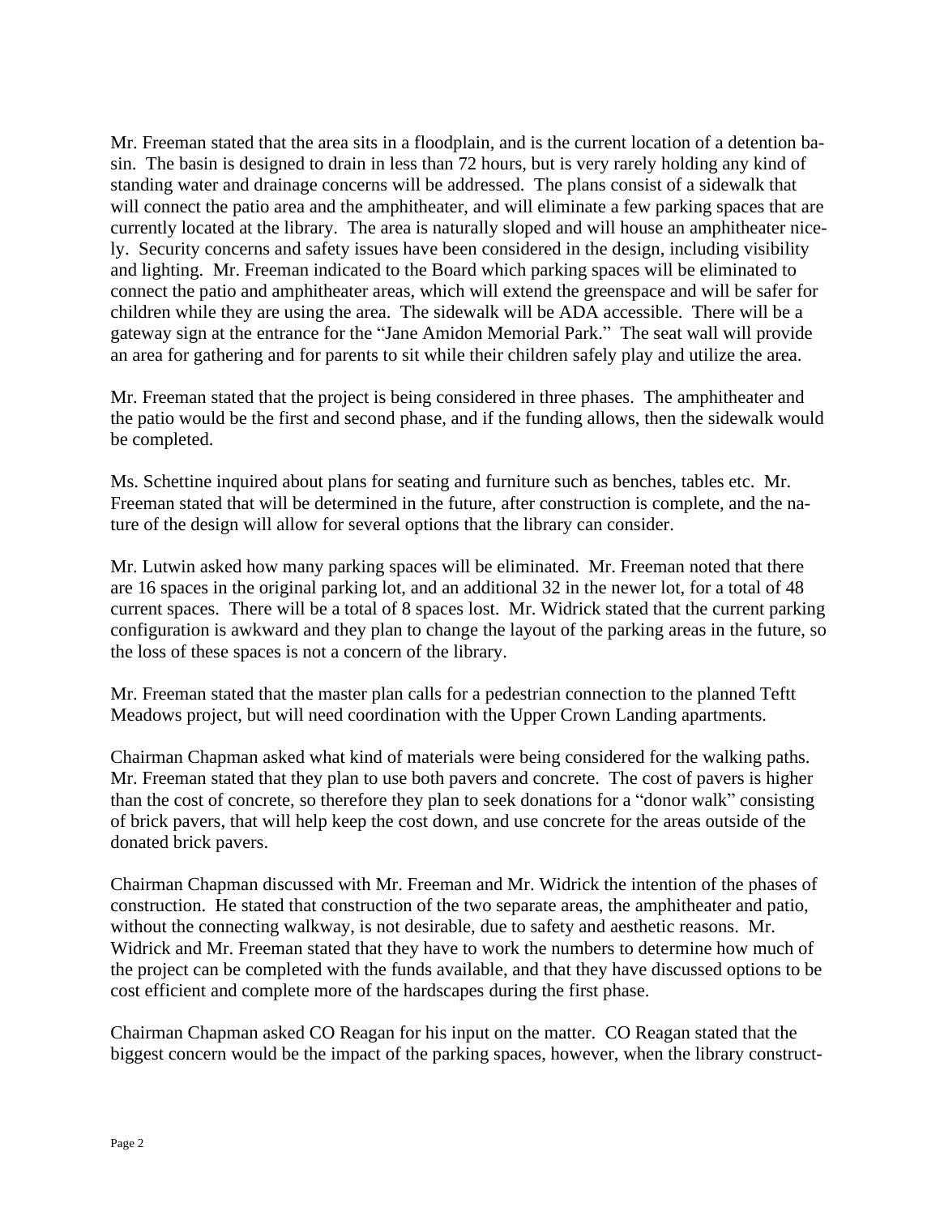Mr. Freeman stated that the area sits in a floodplain, and is the current location of a detention basin. The basin is designed to drain in less than 72 hours, but is very rarely holding any kind of standing water and drainage concerns will be addressed. The plans consist of a sidewalk that will connect the patio area and the amphitheater, and will eliminate a few parking spaces that are currently located at the library. The area is naturally sloped and will house an amphitheater nicely. Security concerns and safety issues have been considered in the design, including visibility and lighting. Mr. Freeman indicated to the Board which parking spaces will be eliminated to connect the patio and amphitheater areas, which will extend the greenspace and will be safer for children while they are using the area. The sidewalk will be ADA accessible. There will be a gateway sign at the entrance for the "Jane Amidon Memorial Park." The seat wall will provide an area for gathering and for parents to sit while their children safely play and utilize the area.

Mr. Freeman stated that the project is being considered in three phases. The amphitheater and the patio would be the first and second phase, and if the funding allows, then the sidewalk would be completed.

Ms. Schettine inquired about plans for seating and furniture such as benches, tables etc. Mr. Freeman stated that will be determined in the future, after construction is complete, and the nature of the design will allow for several options that the library can consider.

Mr. Lutwin asked how many parking spaces will be eliminated. Mr. Freeman noted that there are 16 spaces in the original parking lot, and an additional 32 in the newer lot, for a total of 48 current spaces. There will be a total of 8 spaces lost. Mr. Widrick stated that the current parking configuration is awkward and they plan to change the layout of the parking areas in the future, so the loss of these spaces is not a concern of the library.

Mr. Freeman stated that the master plan calls for a pedestrian connection to the planned Tefft Meadows project, but will need coordination with the Upper Crown Landing apartments.

Chairman Chapman asked what kind of materials were being considered for the walking paths. Mr. Freeman stated that they plan to use both pavers and concrete. The cost of pavers is higher than the cost of concrete, so therefore they plan to seek donations for a "donor walk" consisting of brick pavers, that will help keep the cost down, and use concrete for the areas outside of the donated brick pavers.

Chairman Chapman discussed with Mr. Freeman and Mr. Widrick the intention of the phases of construction. He stated that construction of the two separate areas, the amphitheater and patio, without the connecting walkway, is not desirable, due to safety and aesthetic reasons. Mr. Widrick and Mr. Freeman stated that they have to work the numbers to determine how much of the project can be completed with the funds available, and that they have discussed options to be cost efficient and complete more of the hardscapes during the first phase.

Chairman Chapman asked CO Reagan for his input on the matter. CO Reagan stated that the biggest concern would be the impact of the parking spaces, however, when the library construct-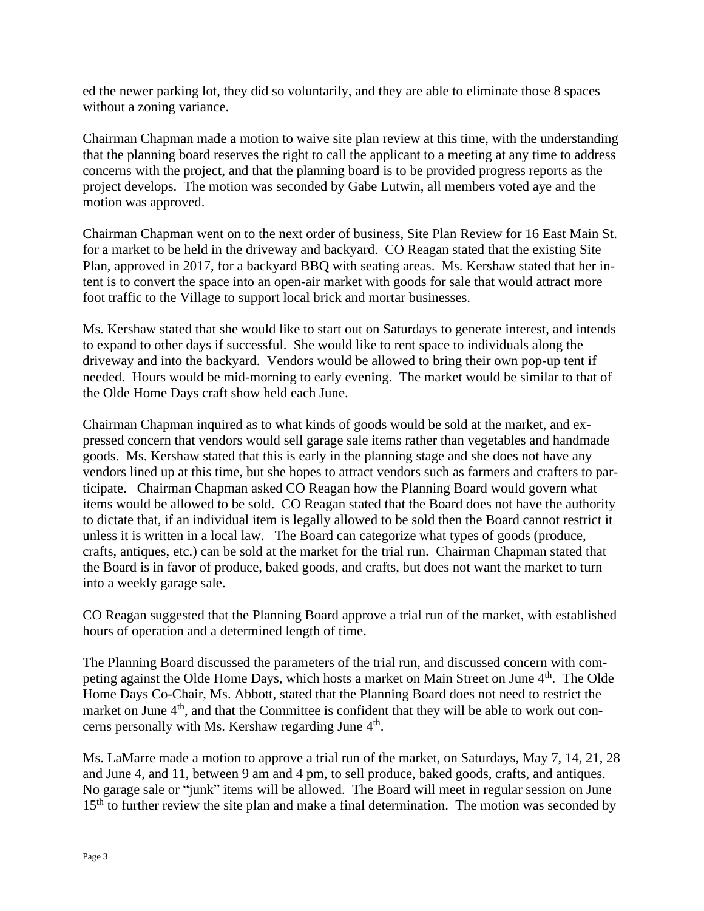ed the newer parking lot, they did so voluntarily, and they are able to eliminate those 8 spaces without a zoning variance.

Chairman Chapman made a motion to waive site plan review at this time, with the understanding that the planning board reserves the right to call the applicant to a meeting at any time to address concerns with the project, and that the planning board is to be provided progress reports as the project develops. The motion was seconded by Gabe Lutwin, all members voted aye and the motion was approved.

Chairman Chapman went on to the next order of business, Site Plan Review for 16 East Main St. for a market to be held in the driveway and backyard. CO Reagan stated that the existing Site Plan, approved in 2017, for a backyard BBQ with seating areas. Ms. Kershaw stated that her intent is to convert the space into an open-air market with goods for sale that would attract more foot traffic to the Village to support local brick and mortar businesses.

Ms. Kershaw stated that she would like to start out on Saturdays to generate interest, and intends to expand to other days if successful. She would like to rent space to individuals along the driveway and into the backyard. Vendors would be allowed to bring their own pop-up tent if needed. Hours would be mid-morning to early evening. The market would be similar to that of the Olde Home Days craft show held each June.

Chairman Chapman inquired as to what kinds of goods would be sold at the market, and expressed concern that vendors would sell garage sale items rather than vegetables and handmade goods. Ms. Kershaw stated that this is early in the planning stage and she does not have any vendors lined up at this time, but she hopes to attract vendors such as farmers and crafters to participate. Chairman Chapman asked CO Reagan how the Planning Board would govern what items would be allowed to be sold. CO Reagan stated that the Board does not have the authority to dictate that, if an individual item is legally allowed to be sold then the Board cannot restrict it unless it is written in a local law. The Board can categorize what types of goods (produce, crafts, antiques, etc.) can be sold at the market for the trial run. Chairman Chapman stated that the Board is in favor of produce, baked goods, and crafts, but does not want the market to turn into a weekly garage sale.

CO Reagan suggested that the Planning Board approve a trial run of the market, with established hours of operation and a determined length of time.

The Planning Board discussed the parameters of the trial run, and discussed concern with competing against the Olde Home Days, which hosts a market on Main Street on June 4th. The Olde Home Days Co-Chair, Ms. Abbott, stated that the Planning Board does not need to restrict the market on June 4th, and that the Committee is confident that they will be able to work out concerns personally with Ms. Kershaw regarding June 4th.

Ms. LaMarre made a motion to approve a trial run of the market, on Saturdays, May 7, 14, 21, 28 and June 4, and 11, between 9 am and 4 pm, to sell produce, baked goods, crafts, and antiques. No garage sale or "junk" items will be allowed. The Board will meet in regular session on June 15th to further review the site plan and make a final determination. The motion was seconded by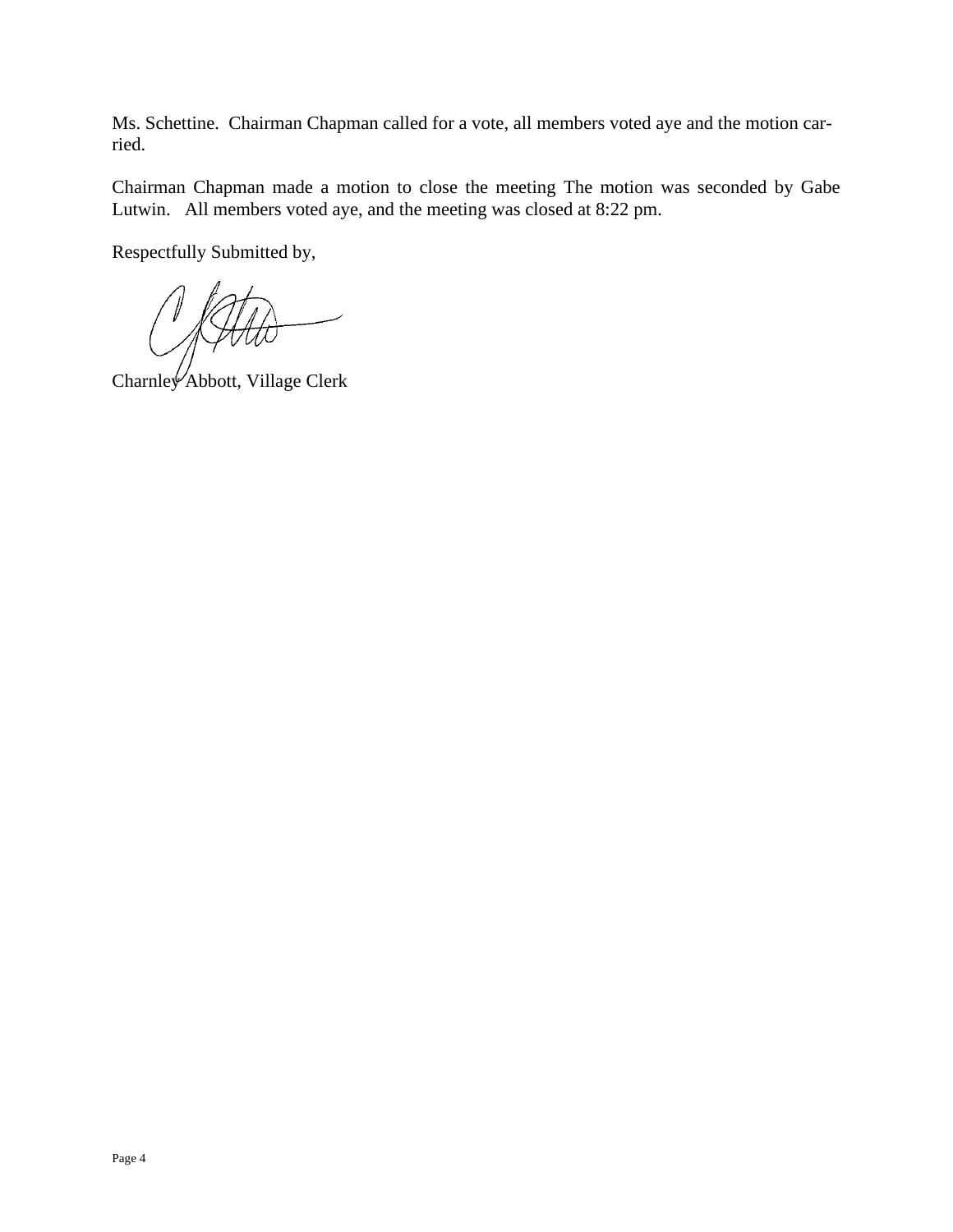Ms. Schettine. Chairman Chapman called for a vote, all members voted aye and the motion carried.

Chairman Chapman made a motion to close the meeting The motion was seconded by Gabe Lutwin. All members voted aye, and the meeting was closed at 8:22 pm.

Respectfully Submitted by,

Charnley Abbott, Village Clerk